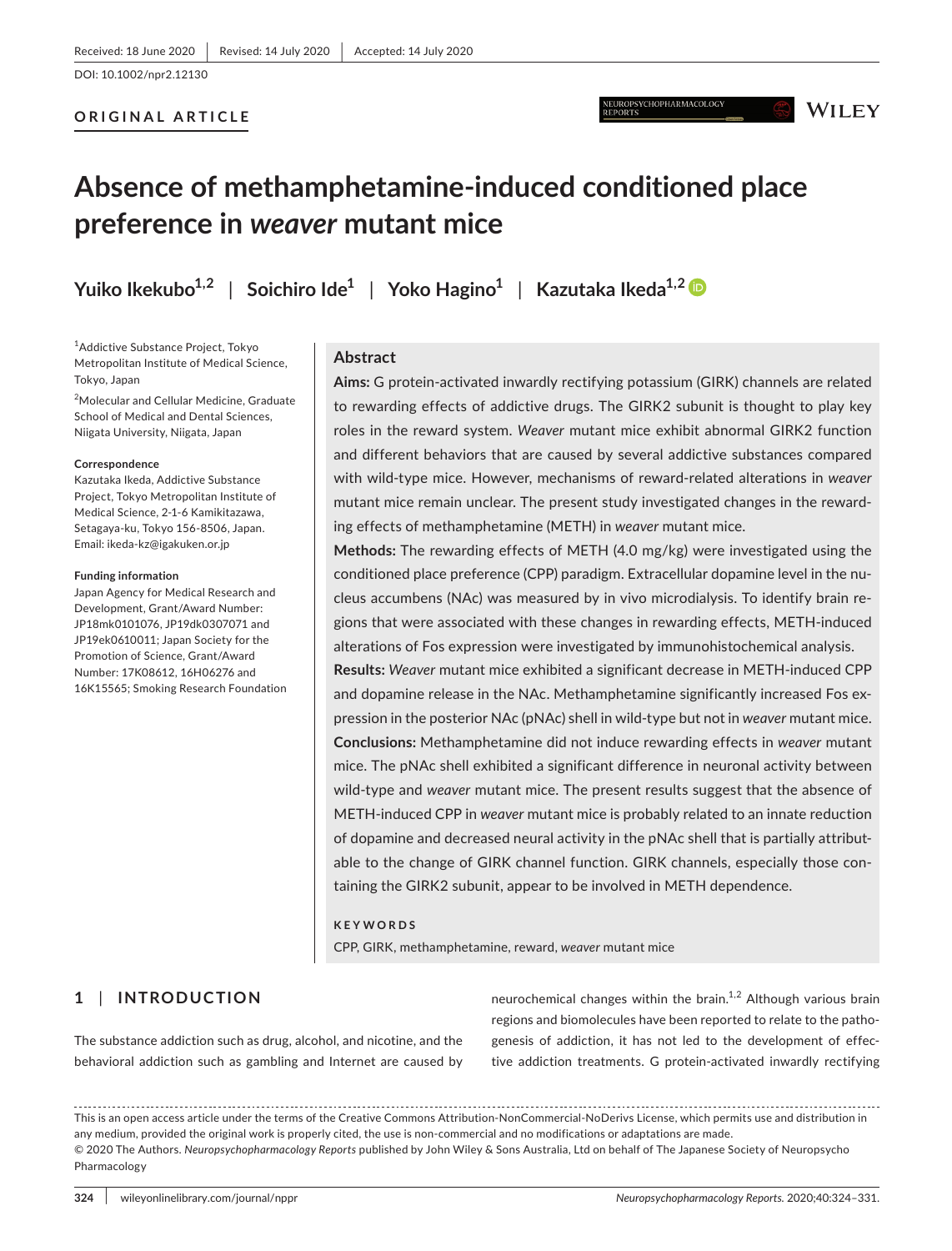Received: 18 June 2020 | Revised: 14 July 2020 | Accepted: 14 July 2020

DOI: 10.1002/npr2.12130

**ORIGINAL ARTICLE**

# Absence of methamphetamine-induced conditioned place preference in *weaver* mutant mice

**Yuiko Ikekubo[1,2] | Soichiro Ide[1] | Yoko Hagino[1] | Kazutaka Ikeda[1,2]**

[1]Addictive Substance Project, Tokyo Metropolitan Institute of Medical Science, Tokyo, Japan

[2]Molecular and Cellular Medicine, Graduate School of Medical and Dental Sciences, Niigata University, Niigata, Japan

**Correspondence**

Kazutaka Ikeda, Addictive Substance Project, Tokyo Metropolitan Institute of Medical Science, 2-1-6 Kamikitazawa, Setagaya-ku, Tokyo 156-8506, Japan.
Email: ikeda-kz@igakuken.or.jp

**Funding information**

Japan Agency for Medical Research and Development, Grant/Award Number: JP18mk0101076, JP19dk0307071 and JP19ek0610011; Japan Society for the Promotion of Science, Grant/Award Number: 17K08612, 16H06276 and 16K15565; Smoking Research Foundation

## Abstract

**Aims:** G protein-activated inwardly rectifying potassium (GIRK) channels are related to rewarding effects of addictive drugs. The GIRK2 subunit is thought to play key roles in the reward system. *Weaver* mutant mice exhibit abnormal GIRK2 function and different behaviors that are caused by several addictive substances compared with wild-type mice. However, mechanisms of reward-related alterations in *weaver* mutant mice remain unclear. The present study investigated changes in the rewarding effects of methamphetamine (METH) in *weaver* mutant mice.

**Methods:** The rewarding effects of METH (4.0 mg/kg) were investigated using the conditioned place preference (CPP) paradigm. Extracellular dopamine level in the nucleus accumbens (NAc) was measured by in vivo microdialysis. To identify brain regions that were associated with these changes in rewarding effects, METH-induced alterations of Fos expression were investigated by immunohistochemical analysis.

**Results:** *Weaver* mutant mice exhibited a significant decrease in METH-induced CPP and dopamine release in the NAc. Methamphetamine significantly increased Fos expression in the posterior NAc (pNAc) shell in wild-type but not in *weaver* mutant mice.

**Conclusions:** Methamphetamine did not induce rewarding effects in *weaver* mutant mice. The pNAc shell exhibited a significant difference in neuronal activity between wild-type and *weaver* mutant mice. The present results suggest that the absence of METH-induced CPP in *weaver* mutant mice is probably related to an innate reduction of dopamine and decreased neural activity in the pNAc shell that is partially attributable to the change of GIRK channel function. GIRK channels, especially those containing the GIRK2 subunit, appear to be involved in METH dependence.

**KEYWORDS**

CPP, GIRK, methamphetamine, reward, *weaver* mutant mice

## 1 | INTRODUCTION

The substance addiction such as drug, alcohol, and nicotine, and the behavioral addiction such as gambling and Internet are caused by neurochemical changes within the brain.[1,2] Although various brain regions and biomolecules have been reported to relate to the pathogenesis of addiction, it has not led to the development of effective addiction treatments. G protein-activated inwardly rectifying

This is an open access article under the terms of the Creative Commons Attribution-NonCommercial-NoDerivs License, which permits use and distribution in any medium, provided the original work is properly cited, the use is non-commercial and no modifications or adaptations are made.
© 2020 The Authors. *Neuropsychopharmacology Reports* published by John Wiley & Sons Australia, Ltd on behalf of The Japanese Society of Neuropsycho Pharmacology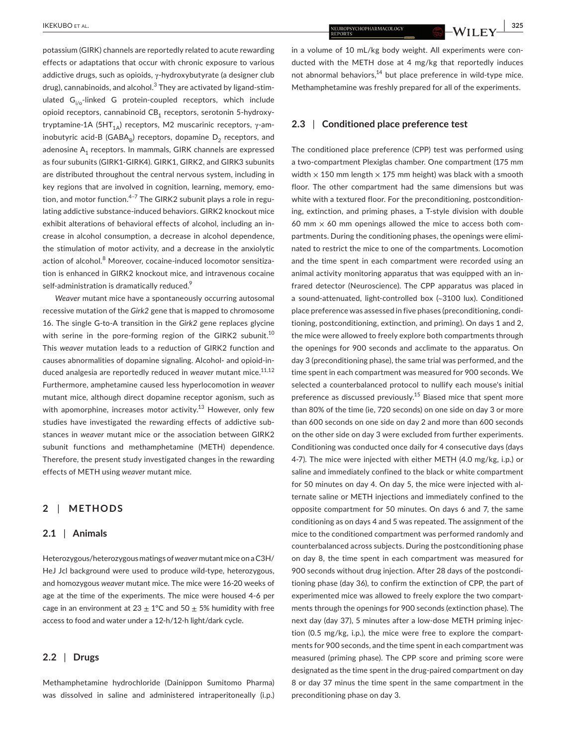potassium (GIRK) channels are reportedly related to acute rewarding effects or adaptations that occur with chronic exposure to various addictive drugs, such as opioids, γ-hydroxybutyrate (a designer club drug), cannabinoids, and alcohol.[3] They are activated by ligand-stimulated $G_{i/o}$-linked G protein-coupled receptors, which include opioid receptors, cannabinoid $CB_1$ receptors, serotonin 5-hydroxytryptamine-1A ($5HT_{1A}$) receptors, M2 muscarinic receptors, γ-aminobutyric acid-B ($GABA_B$) receptors, dopamine $D_2$ receptors, and adenosine $A_1$ receptors. In mammals, GIRK channels are expressed as four subunits (GIRK1-GIRK4). GIRK1, GIRK2, and GIRK3 subunits are distributed throughout the central nervous system, including in key regions that are involved in cognition, learning, memory, emotion, and motor function.[4–7] The GIRK2 subunit plays a role in regulating addictive substance-induced behaviors. GIRK2 knockout mice exhibit alterations of behavioral effects of alcohol, including an increase in alcohol consumption, a decrease in alcohol dependence, the stimulation of motor activity, and a decrease in the anxiolytic action of alcohol.[8] Moreover, cocaine-induced locomotor sensitization is enhanced in GIRK2 knockout mice, and intravenous cocaine self-administration is dramatically reduced.[9]

*Weaver* mutant mice have a spontaneously occurring autosomal recessive mutation of the *Girk2* gene that is mapped to chromosome 16. The single G-to-A transition in the *Girk2* gene replaces glycine with serine in the pore-forming region of the GIRK2 subunit.[10] This *weaver* mutation leads to a reduction of GIRK2 function and causes abnormalities of dopamine signaling. Alcohol- and opioid-induced analgesia are reportedly reduced in *weaver* mutant mice.[11,12] Furthermore, amphetamine caused less hyperlocomotion in *weaver* mutant mice, although direct dopamine receptor agonism, such as with apomorphine, increases motor activity.[13] However, only few studies have investigated the rewarding effects of addictive substances in *weaver* mutant mice or the association between GIRK2 subunit functions and methamphetamine (METH) dependence. Therefore, the present study investigated changes in the rewarding effects of METH using *weaver* mutant mice.

## 2 | METHODS

### 2.1 | Animals

Heterozygous/heterozygous matings of *weaver* mutant mice on a C3H/HeJ Jcl background were used to produce wild-type, heterozygous, and homozygous *weaver* mutant mice. The mice were 16-20 weeks of age at the time of the experiments. The mice were housed 4-6 per cage in an environment at 23 ± 1°C and 50 ± 5% humidity with free access to food and water under a 12-h/12-h light/dark cycle.

### 2.2 | Drugs

Methamphetamine hydrochloride (Dainippon Sumitomo Pharma) was dissolved in saline and administered intraperitoneally (i.p.) in a volume of 10 mL/kg body weight. All experiments were conducted with the METH dose at 4 mg/kg that reportedly induces not abnormal behaviors,[14] but place preference in wild-type mice. Methamphetamine was freshly prepared for all of the experiments.

### 2.3 | Conditioned place preference test

The conditioned place preference (CPP) test was performed using a two-compartment Plexiglas chamber. One compartment (175 mm width × 150 mm length × 175 mm height) was black with a smooth floor. The other compartment had the same dimensions but was white with a textured floor. For the preconditioning, postconditioning, extinction, and priming phases, a T-style division with double 60 mm × 60 mm openings allowed the mice to access both compartments. During the conditioning phases, the openings were eliminated to restrict the mice to one of the compartments. Locomotion and the time spent in each compartment were recorded using an animal activity monitoring apparatus that was equipped with an infrared detector (Neuroscience). The CPP apparatus was placed in a sound-attenuated, light-controlled box (~3100 lux). Conditioned place preference was assessed in five phases (preconditioning, conditioning, postconditioning, extinction, and priming). On days 1 and 2, the mice were allowed to freely explore both compartments through the openings for 900 seconds and acclimate to the apparatus. On day 3 (preconditioning phase), the same trial was performed, and the time spent in each compartment was measured for 900 seconds. We selected a counterbalanced protocol to nullify each mouse's initial preference as discussed previously.[15] Biased mice that spent more than 80% of the time (ie, 720 seconds) on one side on day 3 or more than 600 seconds on one side on day 2 and more than 600 seconds on the other side on day 3 were excluded from further experiments. Conditioning was conducted once daily for 4 consecutive days (days 4-7). The mice were injected with either METH (4.0 mg/kg, i.p.) or saline and immediately confined to the black or white compartment for 50 minutes on day 4. On day 5, the mice were injected with alternate saline or METH injections and immediately confined to the opposite compartment for 50 minutes. On days 6 and 7, the same conditioning as on days 4 and 5 was repeated. The assignment of the mice to the conditioned compartment was performed randomly and counterbalanced across subjects. During the postconditioning phase on day 8, the time spent in each compartment was measured for 900 seconds without drug injection. After 28 days of the postconditioning phase (day 36), to confirm the extinction of CPP, the part of experimented mice was allowed to freely explore the two compartments through the openings for 900 seconds (extinction phase). The next day (day 37), 5 minutes after a low-dose METH priming injection (0.5 mg/kg, i.p.), the mice were free to explore the compartments for 900 seconds, and the time spent in each compartment was measured (priming phase). The CPP score and priming score were designated as the time spent in the drug-paired compartment on day 8 or day 37 minus the time spent in the same compartment in the preconditioning phase on day 3.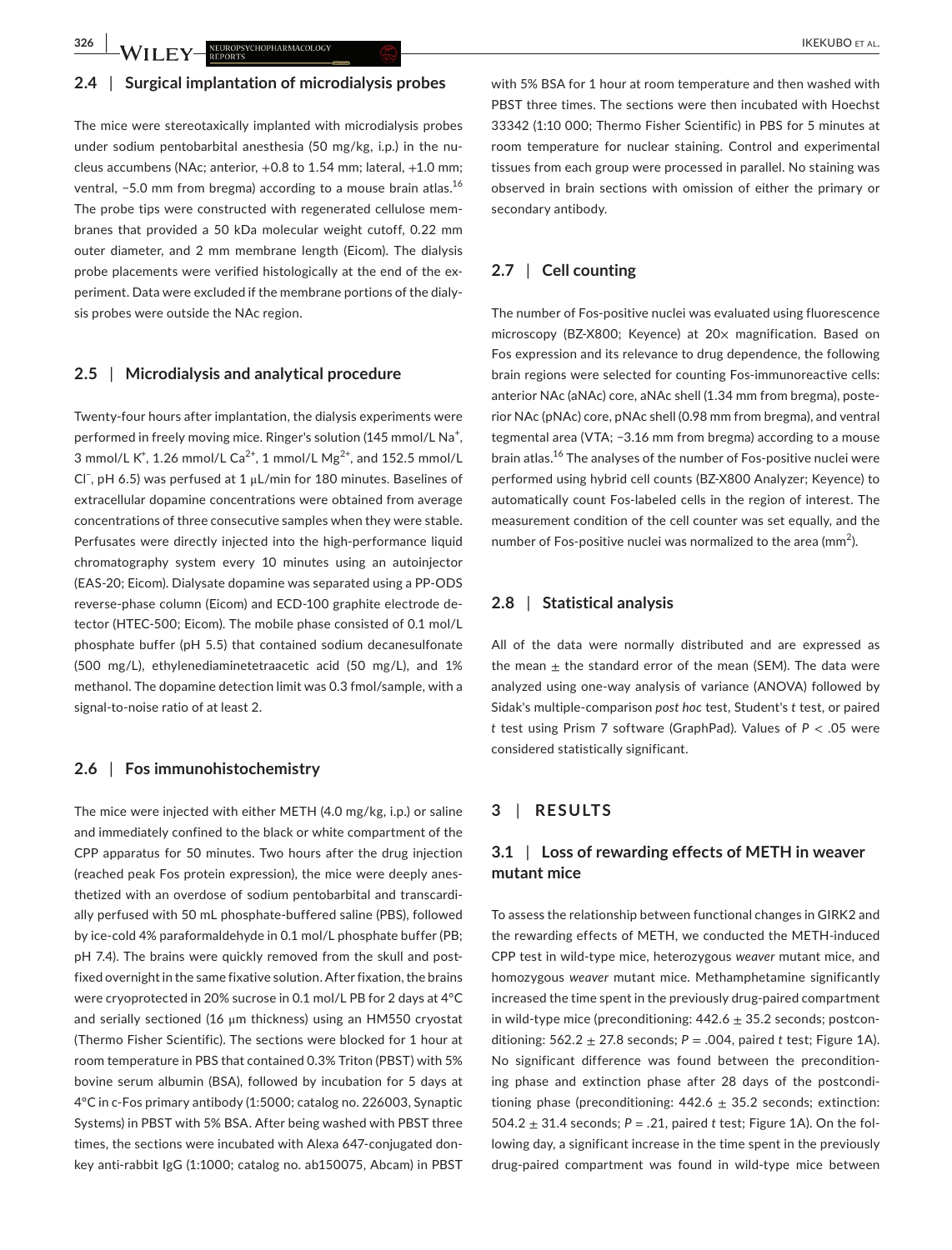### 2.4 | Surgical implantation of microdialysis probes

The mice were stereotaxically implanted with microdialysis probes under sodium pentobarbital anesthesia (50 mg/kg, i.p.) in the nucleus accumbens (NAc; anterior, +0.8 to 1.54 mm; lateral, +1.0 mm; ventral, −5.0 mm from bregma) according to a mouse brain atlas.[16] The probe tips were constructed with regenerated cellulose membranes that provided a 50 kDa molecular weight cutoff, 0.22 mm outer diameter, and 2 mm membrane length (Eicom). The dialysis probe placements were verified histologically at the end of the experiment. Data were excluded if the membrane portions of the dialysis probes were outside the NAc region.

### 2.5 | Microdialysis and analytical procedure

Twenty-four hours after implantation, the dialysis experiments were performed in freely moving mice. Ringer's solution (145 mmol/L $Na^+$, 3 mmol/L $K^+$, 1.26 mmol/L $Ca^{2+}$, 1 mmol/L $Mg^{2+}$, and 152.5 mmol/L $Cl^-$, pH 6.5) was perfused at 1 μL/min for 180 minutes. Baselines of extracellular dopamine concentrations were obtained from average concentrations of three consecutive samples when they were stable. Perfusates were directly injected into the high-performance liquid chromatography system every 10 minutes using an autoinjector (EAS-20; Eicom). Dialysate dopamine was separated using a PP-ODS reverse-phase column (Eicom) and ECD-100 graphite electrode detector (HTEC-500; Eicom). The mobile phase consisted of 0.1 mol/L phosphate buffer (pH 5.5) that contained sodium decanesulfonate (500 mg/L), ethylenediaminetetraacetic acid (50 mg/L), and 1% methanol. The dopamine detection limit was 0.3 fmol/sample, with a signal-to-noise ratio of at least 2.

### 2.6 | Fos immunohistochemistry

The mice were injected with either METH (4.0 mg/kg, i.p.) or saline and immediately confined to the black or white compartment of the CPP apparatus for 50 minutes. Two hours after the drug injection (reached peak Fos protein expression), the mice were deeply anesthetized with an overdose of sodium pentobarbital and transcardially perfused with 50 mL phosphate-buffered saline (PBS), followed by ice-cold 4% paraformaldehyde in 0.1 mol/L phosphate buffer (PB; pH 7.4). The brains were quickly removed from the skull and post-fixed overnight in the same fixative solution. After fixation, the brains were cryoprotected in 20% sucrose in 0.1 mol/L PB for 2 days at 4°C and serially sectioned (16 μm thickness) using an HM550 cryostat (Thermo Fisher Scientific). The sections were blocked for 1 hour at room temperature in PBS that contained 0.3% Triton (PBST) with 5% bovine serum albumin (BSA), followed by incubation for 5 days at 4°C in c-Fos primary antibody (1:5000; catalog no. 226003, Synaptic Systems) in PBST with 5% BSA. After being washed with PBST three times, the sections were incubated with Alexa 647-conjugated donkey anti-rabbit IgG (1:1000; catalog no. ab150075, Abcam) in PBST with 5% BSA for 1 hour at room temperature and then washed with PBST three times. The sections were then incubated with Hoechst 33342 (1:10 000; Thermo Fisher Scientific) in PBS for 5 minutes at room temperature for nuclear staining. Control and experimental tissues from each group were processed in parallel. No staining was observed in brain sections with omission of either the primary or secondary antibody.

### 2.7 | Cell counting

The number of Fos-positive nuclei was evaluated using fluorescence microscopy (BZ-X800; Keyence) at 20× magnification. Based on Fos expression and its relevance to drug dependence, the following brain regions were selected for counting Fos-immunoreactive cells: anterior NAc (aNAc) core, aNAc shell (1.34 mm from bregma), posterior NAc (pNAc) core, pNAc shell (0.98 mm from bregma), and ventral tegmental area (VTA; −3.16 mm from bregma) according to a mouse brain atlas.[16] The analyses of the number of Fos-positive nuclei were performed using hybrid cell counts (BZ-X800 Analyzer; Keyence) to automatically count Fos-labeled cells in the region of interest. The measurement condition of the cell counter was set equally, and the number of Fos-positive nuclei was normalized to the area ($mm^2$).

### 2.8 | Statistical analysis

All of the data were normally distributed and are expressed as the mean ± the standard error of the mean (SEM). The data were analyzed using one-way analysis of variance (ANOVA) followed by Sidak's multiple-comparison *post hoc* test, Student's *t* test, or paired *t* test using Prism 7 software (GraphPad). Values of $P < .05$ were considered statistically significant.

## 3 | RESULTS

### 3.1 | Loss of rewarding effects of METH in weaver mutant mice

To assess the relationship between functional changes in GIRK2 and the rewarding effects of METH, we conducted the METH-induced CPP test in wild-type mice, heterozygous *weaver* mutant mice, and homozygous *weaver* mutant mice. Methamphetamine significantly increased the time spent in the previously drug-paired compartment in wild-type mice (preconditioning: 442.6 ± 35.2 seconds; postconditioning: 562.2 ± 27.8 seconds; $P = .004$, paired *t* test; Figure 1A). No significant difference was found between the preconditioning phase and extinction phase after 28 days of the postconditioning phase (preconditioning: 442.6 ± 35.2 seconds; extinction: 504.2 ± 31.4 seconds; $P = .21$, paired *t* test; Figure 1A). On the following day, a significant increase in the time spent in the previously drug-paired compartment was found in wild-type mice between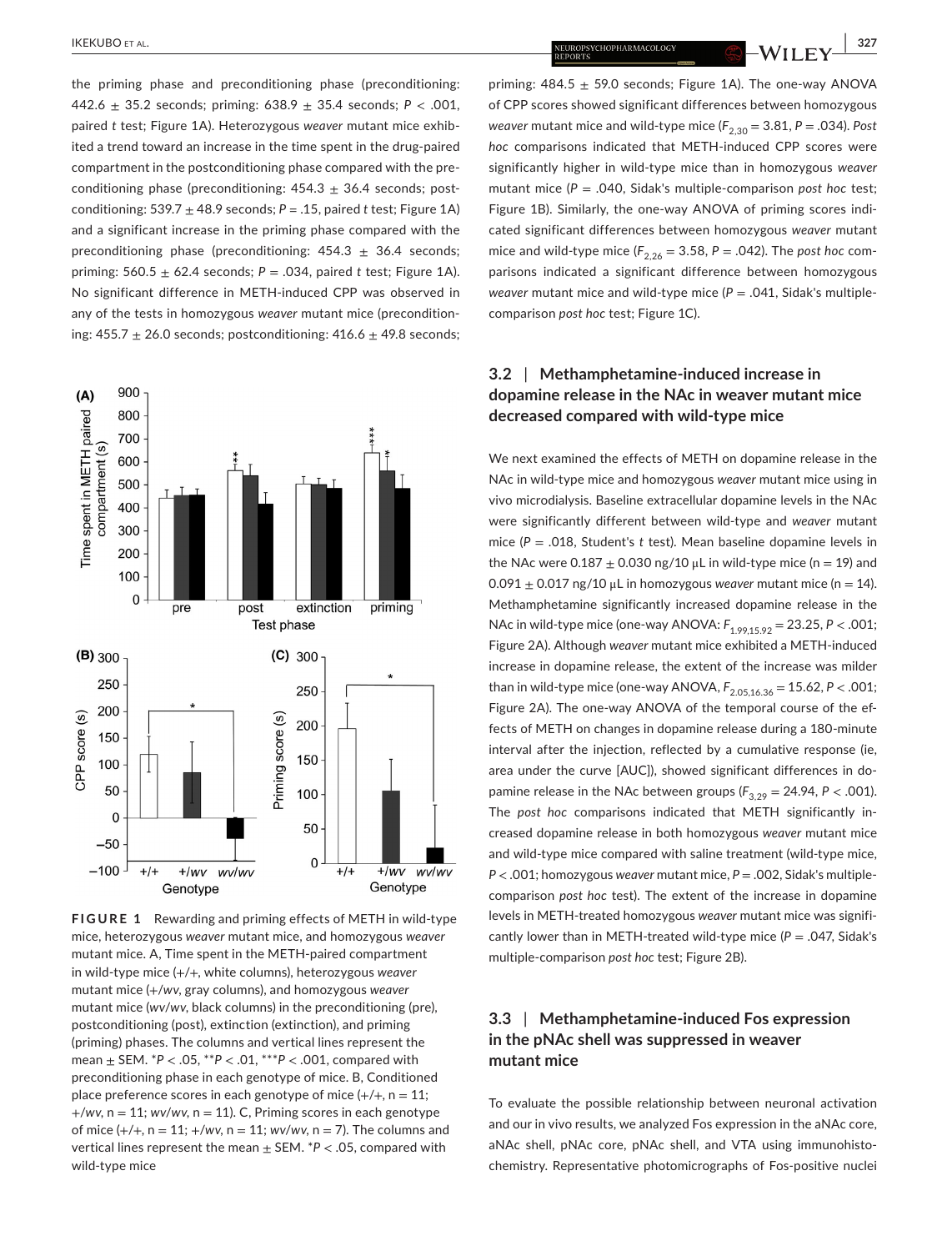the priming phase and preconditioning phase (preconditioning: 442.6 ± 35.2 seconds; priming: 638.9 ± 35.4 seconds; $P < .001$, paired *t* test; Figure 1A). Heterozygous *weaver* mutant mice exhibited a trend toward an increase in the time spent in the drug-paired compartment in the postconditioning phase compared with the preconditioning phase (preconditioning: 454.3 ± 36.4 seconds; postconditioning: 539.7 ± 48.9 seconds; $P = .15$, paired *t* test; Figure 1A) and a significant increase in the priming phase compared with the preconditioning phase (preconditioning: 454.3 ± 36.4 seconds; priming: 560.5 ± 62.4 seconds; $P = .034$, paired *t* test; Figure 1A). No significant difference in METH-induced CPP was observed in any of the tests in homozygous *weaver* mutant mice (preconditioning: 455.7 ± 26.0 seconds; postconditioning: 416.6 ± 49.8 seconds; priming: 484.5 ± 59.0 seconds; Figure 1A). The one-way ANOVA of CPP scores showed significant differences between homozygous *weaver* mutant mice and wild-type mice ($F_{2,30} = 3.81$, $P = .034$). *Post hoc* comparisons indicated that METH-induced CPP scores were significantly higher in wild-type mice than in homozygous *weaver* mutant mice ($P = .040$, Sidak's multiple-comparison *post hoc* test; Figure 1B). Similarly, the one-way ANOVA of priming scores indicated significant differences between homozygous *weaver* mutant mice and wild-type mice ($F_{2,26} = 3.58$, $P = .042$). The *post hoc* comparisons indicated a significant difference between homozygous *weaver* mutant mice and wild-type mice ($P = .041$, Sidak's multiple-comparison *post hoc* test; Figure 1C).

**FIGURE 1** Rewarding and priming effects of METH in wild-type mice, heterozygous *weaver* mutant mice, and homozygous *weaver* mutant mice. A, Time spent in the METH-paired compartment in wild-type mice (+/+, white columns), heterozygous *weaver* mutant mice (+/*wv*, gray columns), and homozygous *weaver* mutant mice (*wv*/*wv*, black columns) in the preconditioning (pre), postconditioning (post), extinction (extinction), and priming (priming) phases. The columns and vertical lines represent the mean ± SEM. *$P < .05$, **$P < .01$, ***$P < .001$, compared with preconditioning phase in each genotype of mice. B, Conditioned place preference scores in each genotype of mice (+/+, n = 11; +/*wv*, n = 11; *wv*/*wv*, n = 11). C, Priming scores in each genotype of mice (+/+, n = 11; +/*wv*, n = 11; *wv*/*wv*, n = 7). The columns and vertical lines represent the mean ± SEM. *$P < .05$, compared with wild-type mice

## 3.2 | Methamphetamine-induced increase in dopamine release in the NAc in weaver mutant mice decreased compared with wild-type mice

We next examined the effects of METH on dopamine release in the NAc in wild-type mice and homozygous *weaver* mutant mice using in vivo microdialysis. Baseline extracellular dopamine levels in the NAc were significantly different between wild-type and *weaver* mutant mice ($P = .018$, Student's *t* test). Mean baseline dopamine levels in the NAc were 0.187 ± 0.030 ng/10 μL in wild-type mice (n = 19) and 0.091 ± 0.017 ng/10 μL in homozygous *weaver* mutant mice (n = 14). Methamphetamine significantly increased dopamine release in the NAc in wild-type mice (one-way ANOVA: $F_{1.99,15.92} = 23.25$, $P < .001$; Figure 2A). Although *weaver* mutant mice exhibited a METH-induced increase in dopamine release, the extent of the increase was milder than in wild-type mice (one-way ANOVA, $F_{2.05,16.36} = 15.62$, $P < .001$; Figure 2A). The one-way ANOVA of the temporal course of the effects of METH on changes in dopamine release during a 180-minute interval after the injection, reflected by a cumulative response (ie, area under the curve [AUC]), showed significant differences in dopamine release in the NAc between groups ($F_{3,29} = 24.94$, $P < .001$). The *post hoc* comparisons indicated that METH significantly increased dopamine release in both homozygous *weaver* mutant mice and wild-type mice compared with saline treatment (wild-type mice, $P < .001$; homozygous *weaver* mutant mice, $P = .002$, Sidak's multiple-comparison *post hoc* test). The extent of the increase in dopamine levels in METH-treated homozygous *weaver* mutant mice was significantly lower than in METH-treated wild-type mice ($P = .047$, Sidak's multiple-comparison *post hoc* test; Figure 2B).

## 3.3 | Methamphetamine-induced Fos expression in the pNAc shell was suppressed in weaver mutant mice

To evaluate the possible relationship between neuronal activation and our in vivo results, we analyzed Fos expression in the aNAc core, aNAc shell, pNAc core, pNAc shell, and VTA using immunohistochemistry. Representative photomicrographs of Fos-positive nuclei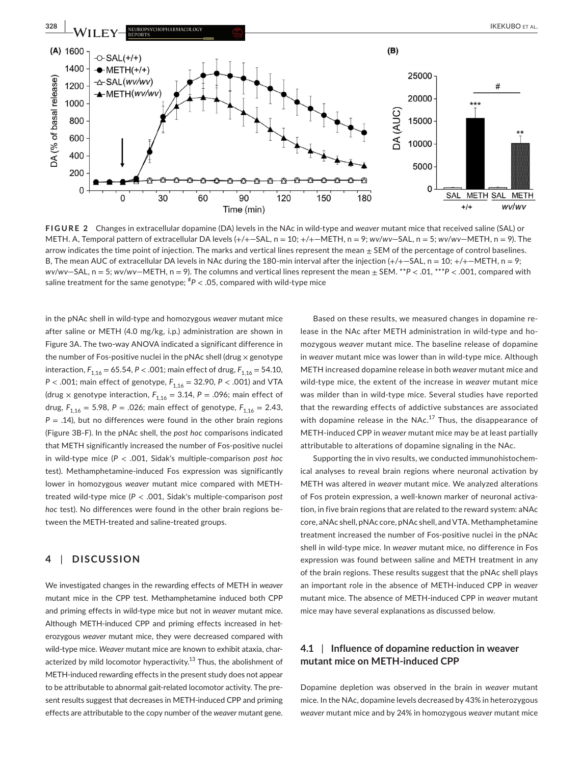**FIGURE 2** Changes in extracellular dopamine (DA) levels in the NAc in wild-type and *weaver* mutant mice that received saline (SAL) or METH. A, Temporal pattern of extracellular DA levels (+/+—SAL, n = 10; +/+—METH, n = 9; *wv/wv*—SAL, n = 5; *wv/wv*—METH, n = 9). The arrow indicates the time point of injection. The marks and vertical lines represent the mean ± SEM of the percentage of control baselines. B, The mean AUC of extracellular DA levels in NAc during the 180-min interval after the injection (+/+—SAL, n = 10; +/+—METH, n = 9; *wv/wv*—SAL, n = 5; *wv/wv*—METH, n = 9). The columns and vertical lines represent the mean ± SEM. $^{**}P < .01$, $^{***}P < .001$, compared with saline treatment for the same genotype; $^{\#}P < .05$, compared with wild-type mice

in the pNAc shell in wild-type and homozygous *weaver* mutant mice after saline or METH (4.0 mg/kg, i.p.) administration are shown in Figure 3A. The two-way ANOVA indicated a significant difference in the number of Fos-positive nuclei in the pNAc shell (drug × genotype interaction, $F_{1,16} = 65.54$, $P < .001$; main effect of drug, $F_{1,16} = 54.10$, $P < .001$; main effect of genotype, $F_{1,16} = 32.90$, $P < .001$) and VTA (drug × genotype interaction, $F_{1,16} = 3.14$, $P = .096$; main effect of drug, $F_{1,16} = 5.98$, $P = .026$; main effect of genotype, $F_{1,16} = 2.43$, $P = .14$), but no differences were found in the other brain regions (Figure 3B-F). In the pNAc shell, the *post hoc* comparisons indicated that METH significantly increased the number of Fos-positive nuclei in wild-type mice ($P < .001$, Sidak's multiple-comparison *post hoc* test). Methamphetamine-induced Fos expression was significantly lower in homozygous *weaver* mutant mice compared with METH-treated wild-type mice ($P < .001$, Sidak's multiple-comparison *post hoc* test). No differences were found in the other brain regions between the METH-treated and saline-treated groups.

## 4 | DISCUSSION

We investigated changes in the rewarding effects of METH in *weaver* mutant mice in the CPP test. Methamphetamine induced both CPP and priming effects in wild-type mice but not in *weaver* mutant mice. Although METH-induced CPP and priming effects increased in heterozygous *weaver* mutant mice, they were decreased compared with wild-type mice. *Weaver* mutant mice are known to exhibit ataxia, characterized by mild locomotor hyperactivity.[13] Thus, the abolishment of METH-induced rewarding effects in the present study does not appear to be attributable to abnormal gait-related locomotor activity. The present results suggest that decreases in METH-induced CPP and priming effects are attributable to the copy number of the *weaver* mutant gene.

Based on these results, we measured changes in dopamine release in the NAc after METH administration in wild-type and homozygous *weaver* mutant mice. The baseline release of dopamine in *weaver* mutant mice was lower than in wild-type mice. Although METH increased dopamine release in both *weaver* mutant mice and wild-type mice, the extent of the increase in *weaver* mutant mice was milder than in wild-type mice. Several studies have reported that the rewarding effects of addictive substances are associated with dopamine release in the NAc.[17] Thus, the disappearance of METH-induced CPP in *weaver* mutant mice may be at least partially attributable to alterations of dopamine signaling in the NAc.

Supporting the in vivo results, we conducted immunohistochemical analyses to reveal brain regions where neuronal activation by METH was altered in *weaver* mutant mice. We analyzed alterations of Fos protein expression, a well-known marker of neuronal activation, in five brain regions that are related to the reward system: aNAc core, aNAc shell, pNAc core, pNAc shell, and VTA. Methamphetamine treatment increased the number of Fos-positive nuclei in the pNAc shell in wild-type mice. In *weaver* mutant mice, no difference in Fos expression was found between saline and METH treatment in any of the brain regions. These results suggest that the pNAc shell plays an important role in the absence of METH-induced CPP in *weaver* mutant mice. The absence of METH-induced CPP in *weaver* mutant mice may have several explanations as discussed below.

### 4.1 | Influence of dopamine reduction in weaver mutant mice on METH-induced CPP

Dopamine depletion was observed in the brain in *weaver* mutant mice. In the NAc, dopamine levels decreased by 43% in heterozygous *weaver* mutant mice and by 24% in homozygous *weaver* mutant mice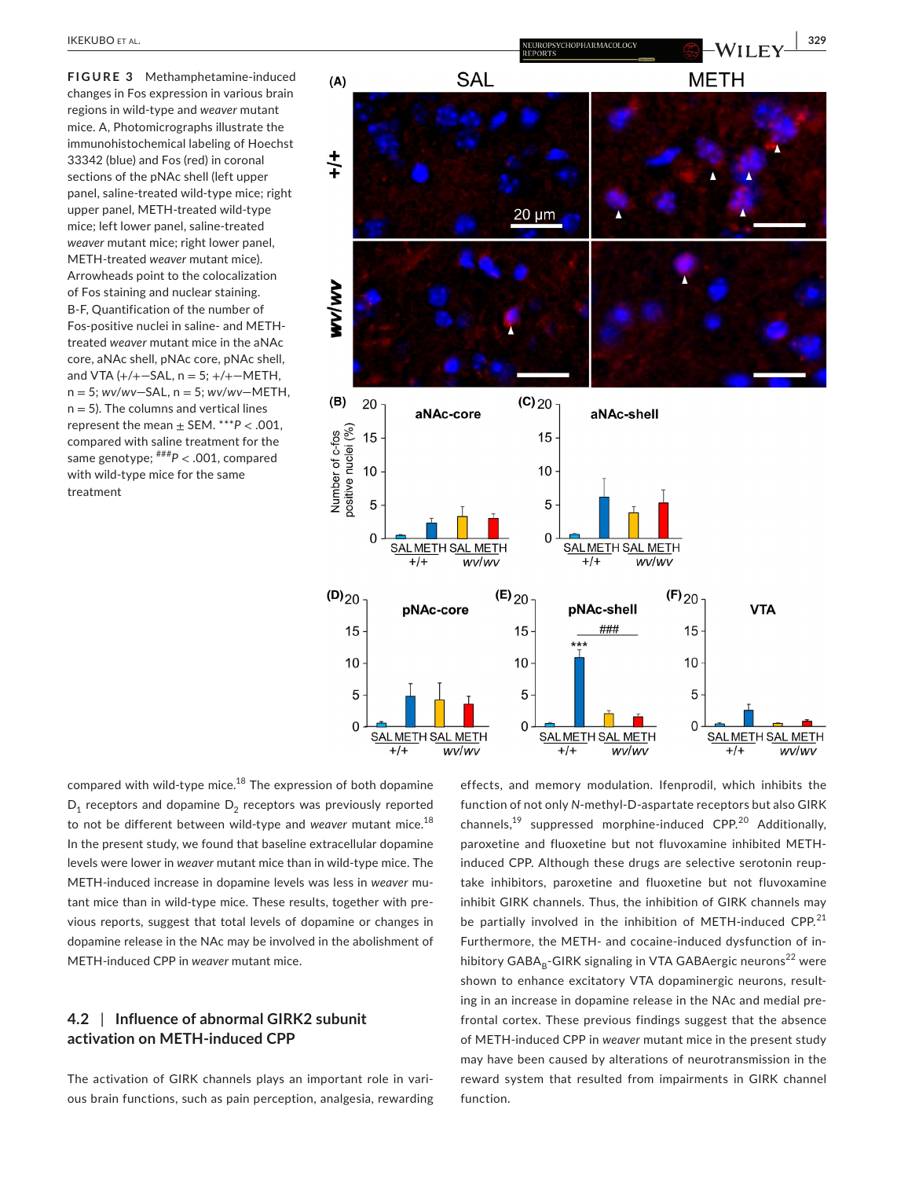**FIGURE 3** Methamphetamine-induced changes in Fos expression in various brain regions in wild-type and *weaver* mutant mice. A, Photomicrographs illustrate the immunohistochemical labeling of Hoechst 33342 (blue) and Fos (red) in coronal sections of the pNAc shell (left upper panel, saline-treated wild-type mice; right upper panel, METH-treated wild-type mice; left lower panel, saline-treated *weaver* mutant mice; right lower panel, METH-treated *weaver* mutant mice). Arrowheads point to the colocalization of Fos staining and nuclear staining. B-F, Quantification of the number of Fos-positive nuclei in saline- and METH-treated *weaver* mutant mice in the aNAc core, aNAc shell, pNAc core, pNAc shell, and VTA (+/+—SAL, n = 5; +/+—METH, n = 5; *wv/wv*—SAL, n = 5; *wv/wv*—METH, n = 5). The columns and vertical lines represent the mean ± SEM. ***$P < .001$, compared with saline treatment for the same genotype; ###$P < .001$, compared with wild-type mice for the same treatment

compared with wild-type mice.[18] The expression of both dopamine $D_1$ receptors and dopamine $D_2$ receptors was previously reported to not be different between wild-type and *weaver* mutant mice.[18] In the present study, we found that baseline extracellular dopamine levels were lower in *weaver* mutant mice than in wild-type mice. The METH-induced increase in dopamine levels was less in *weaver* mutant mice than in wild-type mice. These results, together with previous reports, suggest that total levels of dopamine or changes in dopamine release in the NAc may be involved in the abolishment of METH-induced CPP in *weaver* mutant mice.

## 4.2 | Influence of abnormal GIRK2 subunit activation on METH-induced CPP

The activation of GIRK channels plays an important role in various brain functions, such as pain perception, analgesia, rewarding effects, and memory modulation. Ifenprodil, which inhibits the function of not only *N*-methyl-D-aspartate receptors but also GIRK channels,[19] suppressed morphine-induced CPP.[20] Additionally, paroxetine and fluoxetine but not fluvoxamine inhibited METH-induced CPP. Although these drugs are selective serotonin reuptake inhibitors, paroxetine and fluoxetine but not fluvoxamine inhibit GIRK channels. Thus, the inhibition of GIRK channels may be partially involved in the inhibition of METH-induced CPP.[21] Furthermore, the METH- and cocaine-induced dysfunction of inhibitory $GABA_B$-GIRK signaling in VTA GABAergic neurons[22] were shown to enhance excitatory VTA dopaminergic neurons, resulting in an increase in dopamine release in the NAc and medial prefrontal cortex. These previous findings suggest that the absence of METH-induced CPP in *weaver* mutant mice in the present study may have been caused by alterations of neurotransmission in the reward system that resulted from impairments in GIRK channel function.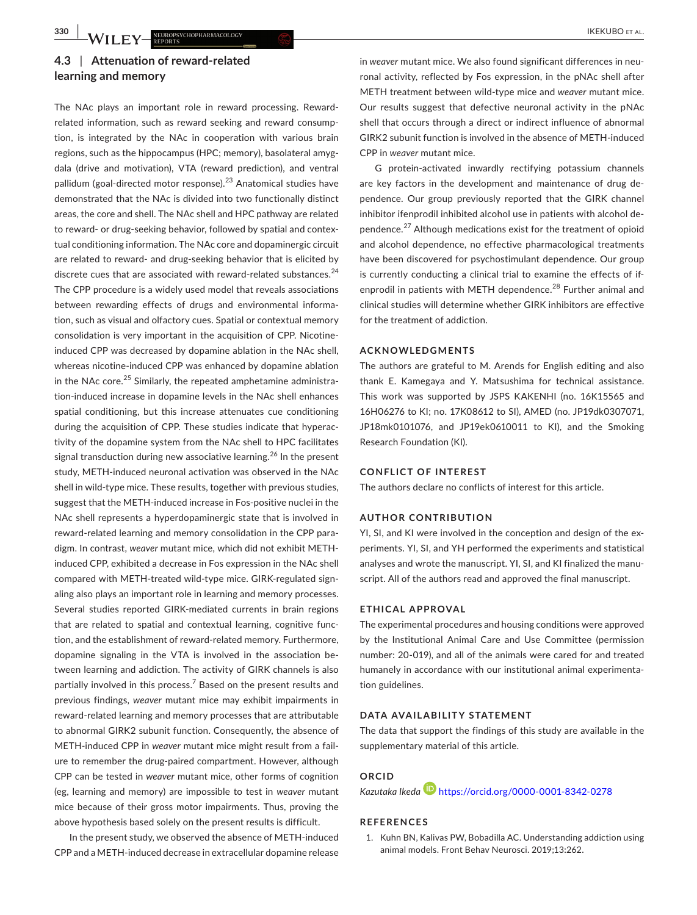### 4.3 | Attenuation of reward-related learning and memory

The NAc plays an important role in reward processing. Reward-related information, such as reward seeking and reward consumption, is integrated by the NAc in cooperation with various brain regions, such as the hippocampus (HPC; memory), basolateral amygdala (drive and motivation), VTA (reward prediction), and ventral pallidum (goal-directed motor response).[23] Anatomical studies have demonstrated that the NAc is divided into two functionally distinct areas, the core and shell. The NAc shell and HPC pathway are related to reward- or drug-seeking behavior, followed by spatial and contextual conditioning information. The NAc core and dopaminergic circuit are related to reward- and drug-seeking behavior that is elicited by discrete cues that are associated with reward-related substances.[24] The CPP procedure is a widely used model that reveals associations between rewarding effects of drugs and environmental information, such as visual and olfactory cues. Spatial or contextual memory consolidation is very important in the acquisition of CPP. Nicotine-induced CPP was decreased by dopamine ablation in the NAc shell, whereas nicotine-induced CPP was enhanced by dopamine ablation in the NAc core.[25] Similarly, the repeated amphetamine administration-induced increase in dopamine levels in the NAc shell enhances spatial conditioning, but this increase attenuates cue conditioning during the acquisition of CPP. These studies indicate that hyperactivity of the dopamine system from the NAc shell to HPC facilitates signal transduction during new associative learning.[26] In the present study, METH-induced neuronal activation was observed in the NAc shell in wild-type mice. These results, together with previous studies, suggest that the METH-induced increase in Fos-positive nuclei in the NAc shell represents a hyperdopaminergic state that is involved in reward-related learning and memory consolidation in the CPP paradigm. In contrast, *weaver* mutant mice, which did not exhibit METH-induced CPP, exhibited a decrease in Fos expression in the NAc shell compared with METH-treated wild-type mice. GIRK-regulated signaling also plays an important role in learning and memory processes. Several studies reported GIRK-mediated currents in brain regions that are related to spatial and contextual learning, cognitive function, and the establishment of reward-related memory. Furthermore, dopamine signaling in the VTA is involved in the association between learning and addiction. The activity of GIRK channels is also partially involved in this process.[7] Based on the present results and previous findings, *weaver* mutant mice may exhibit impairments in reward-related learning and memory processes that are attributable to abnormal GIRK2 subunit function. Consequently, the absence of METH-induced CPP in *weaver* mutant mice might result from a failure to remember the drug-paired compartment. However, although CPP can be tested in *weaver* mutant mice, other forms of cognition (eg, learning and memory) are impossible to test in *weaver* mutant mice because of their gross motor impairments. Thus, proving the above hypothesis based solely on the present results is difficult.

In the present study, we observed the absence of METH-induced CPP and a METH-induced decrease in extracellular dopamine release in *weaver* mutant mice. We also found significant differences in neuronal activity, reflected by Fos expression, in the pNAc shell after METH treatment between wild-type mice and *weaver* mutant mice. Our results suggest that defective neuronal activity in the pNAc shell that occurs through a direct or indirect influence of abnormal GIRK2 subunit function is involved in the absence of METH-induced CPP in *weaver* mutant mice.

G protein-activated inwardly rectifying potassium channels are key factors in the development and maintenance of drug dependence. Our group previously reported that the GIRK channel inhibitor ifenprodil inhibited alcohol use in patients with alcohol dependence.[27] Although medications exist for the treatment of opioid and alcohol dependence, no effective pharmacological treatments have been discovered for psychostimulant dependence. Our group is currently conducting a clinical trial to examine the effects of ifenprodil in patients with METH dependence.[28] Further animal and clinical studies will determine whether GIRK inhibitors are effective for the treatment of addiction.

## ACKNOWLEDGMENTS

The authors are grateful to M. Arends for English editing and also thank E. Kamegaya and Y. Matsushima for technical assistance. This work was supported by JSPS KAKENHI (no. 16K15565 and 16H06276 to KI; no. 17K08612 to SI), AMED (no. JP19dk0307071, JP18mk0101076, and JP19ek0610011 to KI), and the Smoking Research Foundation (KI).

## CONFLICT OF INTEREST

The authors declare no conflicts of interest for this article.

## AUTHOR CONTRIBUTION

YI, SI, and KI were involved in the conception and design of the experiments. YI, SI, and YH performed the experiments and statistical analyses and wrote the manuscript. YI, SI, and KI finalized the manuscript. All of the authors read and approved the final manuscript.

## ETHICAL APPROVAL

The experimental procedures and housing conditions were approved by the Institutional Animal Care and Use Committee (permission number: 20-019), and all of the animals were cared for and treated humanely in accordance with our institutional animal experimentation guidelines.

## DATA AVAILABILITY STATEMENT

The data that support the findings of this study are available in the supplementary material of this article.

## ORCID

*Kazutaka Ikeda* https://orcid.org/0000-0001-8342-0278

## REFERENCES

1. Kuhn BN, Kalivas PW, Bobadilla AC. Understanding addiction using animal models. Front Behav Neurosci. 2019;13:262.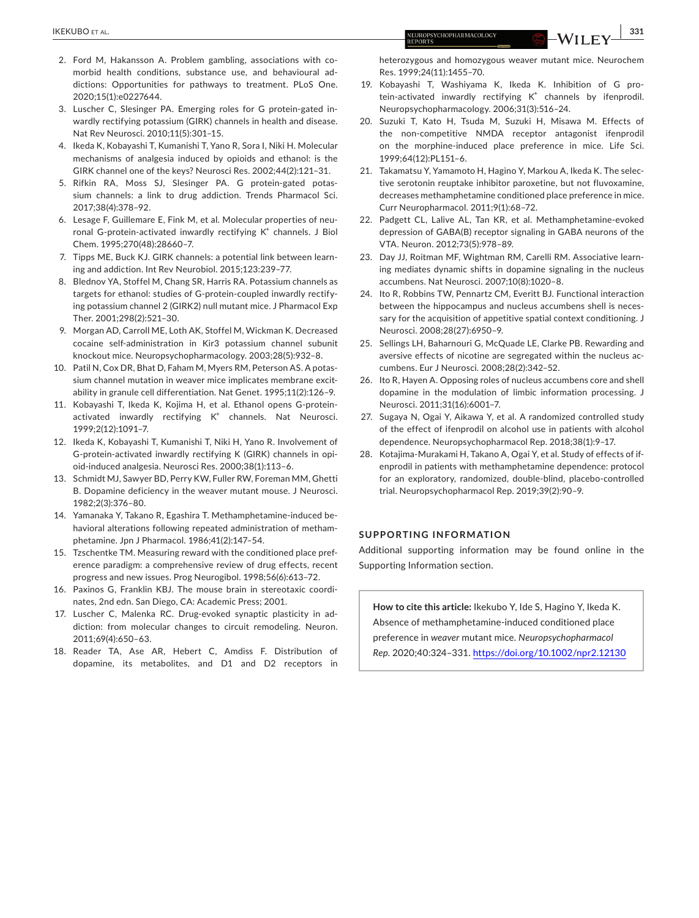2. Ford M, Hakansson A. Problem gambling, associations with comorbid health conditions, substance use, and behavioural addictions: Opportunities for pathways to treatment. PLoS One. 2020;15(1):e0227644.
3. Luscher C, Slesinger PA. Emerging roles for G protein-gated inwardly rectifying potassium (GIRK) channels in health and disease. Nat Rev Neurosci. 2010;11(5):301–15.
4. Ikeda K, Kobayashi T, Kumanishi T, Yano R, Sora I, Niki H. Molecular mechanisms of analgesia induced by opioids and ethanol: is the GIRK channel one of the keys? Neurosci Res. 2002;44(2):121–31.
5. Rifkin RA, Moss SJ, Slesinger PA. G protein-gated potassium channels: a link to drug addiction. Trends Pharmacol Sci. 2017;38(4):378–92.
6. Lesage F, Guillemare E, Fink M, et al. Molecular properties of neuronal G-protein-activated inwardly rectifying $K^+$ channels. J Biol Chem. 1995;270(48):28660–7.
7. Tipps ME, Buck KJ. GIRK channels: a potential link between learning and addiction. Int Rev Neurobiol. 2015;123:239–77.
8. Blednov YA, Stoffel M, Chang SR, Harris RA. Potassium channels as targets for ethanol: studies of G-protein-coupled inwardly rectifying potassium channel 2 (GIRK2) null mutant mice. J Pharmacol Exp Ther. 2001;298(2):521–30.
9. Morgan AD, Carroll ME, Loth AK, Stoffel M, Wickman K. Decreased cocaine self-administration in Kir3 potassium channel subunit knockout mice. Neuropsychopharmacology. 2003;28(5):932–8.
10. Patil N, Cox DR, Bhat D, Faham M, Myers RM, Peterson AS. A potassium channel mutation in weaver mice implicates membrane excitability in granule cell differentiation. Nat Genet. 1995;11(2):126–9.
11. Kobayashi T, Ikeda K, Kojima H, et al. Ethanol opens G-protein-activated inwardly rectifying $K^+$ channels. Nat Neurosci. 1999;2(12):1091–7.
12. Ikeda K, Kobayashi T, Kumanishi T, Niki H, Yano R. Involvement of G-protein-activated inwardly rectifying K (GIRK) channels in opioid-induced analgesia. Neurosci Res. 2000;38(1):113–6.
13. Schmidt MJ, Sawyer BD, Perry KW, Fuller RW, Foreman MM, Ghetti B. Dopamine deficiency in the weaver mutant mouse. J Neurosci. 1982;2(3):376–80.
14. Yamanaka Y, Takano R, Egashira T. Methamphetamine-induced behavioral alterations following repeated administration of methamphetamine. Jpn J Pharmacol. 1986;41(2):147–54.
15. Tzschentke TM. Measuring reward with the conditioned place preference paradigm: a comprehensive review of drug effects, recent progress and new issues. Prog Neurogibol. 1998;56(6):613–72.
16. Paxinos G, Franklin KBJ. The mouse brain in stereotaxic coordinates, 2nd edn. San Diego, CA: Academic Press; 2001.
17. Luscher C, Malenka RC. Drug-evoked synaptic plasticity in addiction: from molecular changes to circuit remodeling. Neuron. 2011;69(4):650–63.
18. Reader TA, Ase AR, Hebert C, Amdiss F. Distribution of dopamine, its metabolites, and D1 and D2 receptors in heterozygous and homozygous weaver mutant mice. Neurochem Res. 1999;24(11):1455–70.
19. Kobayashi T, Washiyama K, Ikeda K. Inhibition of G protein-activated inwardly rectifying $K^+$ channels by ifenprodil. Neuropsychopharmacology. 2006;31(3):516–24.
20. Suzuki T, Kato H, Tsuda M, Suzuki H, Misawa M. Effects of the non-competitive NMDA receptor antagonist ifenprodil on the morphine-induced place preference in mice. Life Sci. 1999;64(12):PL151–6.
21. Takamatsu Y, Yamamoto H, Hagino Y, Markou A, Ikeda K. The selective serotonin reuptake inhibitor paroxetine, but not fluvoxamine, decreases methamphetamine conditioned place preference in mice. Curr Neuropharmacol. 2011;9(1):68–72.
22. Padgett CL, Lalive AL, Tan KR, et al. Methamphetamine-evoked depression of GABA(B) receptor signaling in GABA neurons of the VTA. Neuron. 2012;73(5):978–89.
23. Day JJ, Roitman MF, Wightman RM, Carelli RM. Associative learning mediates dynamic shifts in dopamine signaling in the nucleus accumbens. Nat Neurosci. 2007;10(8):1020–8.
24. Ito R, Robbins TW, Pennartz CM, Everitt BJ. Functional interaction between the hippocampus and nucleus accumbens shell is necessary for the acquisition of appetitive spatial context conditioning. J Neurosci. 2008;28(27):6950–9.
25. Sellings LH, Baharnouri G, McQuade LE, Clarke PB. Rewarding and aversive effects of nicotine are segregated within the nucleus accumbens. Eur J Neurosci. 2008;28(2):342–52.
26. Ito R, Hayen A. Opposing roles of nucleus accumbens core and shell dopamine in the modulation of limbic information processing. J Neurosci. 2011;31(16):6001–7.
27. Sugaya N, Ogai Y, Aikawa Y, et al. A randomized controlled study of the effect of ifenprodil on alcohol use in patients with alcohol dependence. Neuropsychopharmacol Rep. 2018;38(1):9–17.
28. Kotajima-Murakami H, Takano A, Ogai Y, et al. Study of effects of ifenprodil in patients with methamphetamine dependence: protocol for an exploratory, randomized, double-blind, placebo-controlled trial. Neuropsychopharmacol Rep. 2019;39(2):90–9.

## SUPPORTING INFORMATION

Additional supporting information may be found online in the Supporting Information section.

**How to cite this article:** Ikekubo Y, Ide S, Hagino Y, Ikeda K. Absence of methamphetamine-induced conditioned place preference in *weaver* mutant mice. *Neuropsychopharmacol Rep.* 2020;40:324–331. https://doi.org/10.1002/npr2.12130